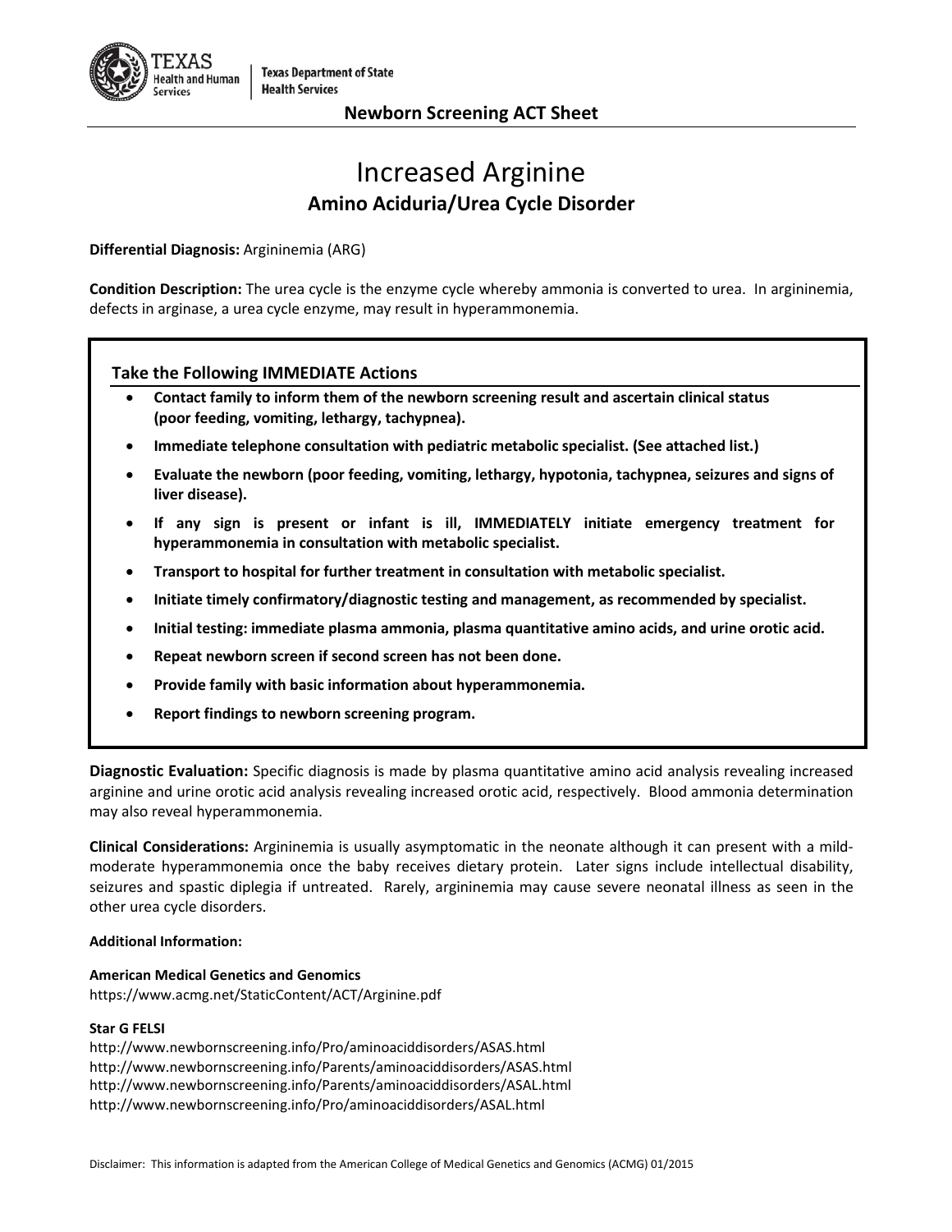Texas Health and Human Services | Texas Department of State Health Services

**Newborn Screening ACT Sheet**

# Increased Arginine

## Amino Aciduria/Urea Cycle Disorder

**Differential Diagnosis:** Argininemia (ARG)

**Condition Description:** The urea cycle is the enzyme cycle whereby ammonia is converted to urea. In argininemia, defects in arginase, a urea cycle enzyme, may result in hyperammonemia.

### Take the Following IMMEDIATE Actions

- **Contact family to inform them of the newborn screening result and ascertain clinical status (poor feeding, vomiting, lethargy, tachypnea).**
- **Immediate telephone consultation with pediatric metabolic specialist. (See attached list.)**
- **Evaluate the newborn (poor feeding, vomiting, lethargy, hypotonia, tachypnea, seizures and signs of liver disease).**
- **If any sign is present or infant is ill, IMMEDIATELY initiate emergency treatment for hyperammonemia in consultation with metabolic specialist.**
- **Transport to hospital for further treatment in consultation with metabolic specialist.**
- **Initiate timely confirmatory/diagnostic testing and management, as recommended by specialist.**
- **Initial testing: immediate plasma ammonia, plasma quantitative amino acids, and urine orotic acid.**
- **Repeat newborn screen if second screen has not been done.**
- **Provide family with basic information about hyperammonemia.**
- **Report findings to newborn screening program.**

**Diagnostic Evaluation:** Specific diagnosis is made by plasma quantitative amino acid analysis revealing increased arginine and urine orotic acid analysis revealing increased orotic acid, respectively. Blood ammonia determination may also reveal hyperammonemia.

**Clinical Considerations:** Argininemia is usually asymptomatic in the neonate although it can present with a mild-moderate hyperammonemia once the baby receives dietary protein. Later signs include intellectual disability, seizures and spastic diplegia if untreated. Rarely, argininemia may cause severe neonatal illness as seen in the other urea cycle disorders.

**Additional Information:**

**American Medical Genetics and Genomics**
https://www.acmg.net/StaticContent/ACT/Arginine.pdf

**Star G FELSI**
http://www.newbornscreening.info/Pro/aminoaciddisorders/ASAS.html
http://www.newbornscreening.info/Parents/aminoaciddisorders/ASAS.html
http://www.newbornscreening.info/Parents/aminoaciddisorders/ASAL.html
http://www.newbornscreening.info/Pro/aminoaciddisorders/ASAL.html

Disclaimer: This information is adapted from the American College of Medical Genetics and Genomics (ACMG) 01/2015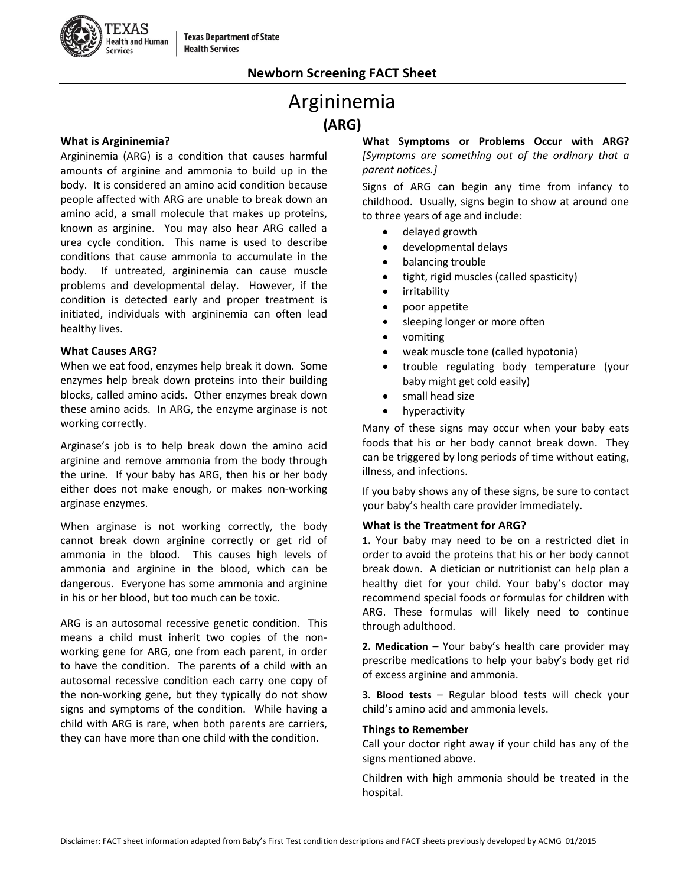Newborn Screening FACT Sheet

# Argininemia

## (ARG)

### What is Argininemia?

Argininemia (ARG) is a condition that causes harmful amounts of arginine and ammonia to build up in the body. It is considered an amino acid condition because people affected with ARG are unable to break down an amino acid, a small molecule that makes up proteins, known as arginine. You may also hear ARG called a urea cycle condition. This name is used to describe conditions that cause ammonia to accumulate in the body. If untreated, argininemia can cause muscle problems and developmental delay. However, if the condition is detected early and proper treatment is initiated, individuals with argininemia can often lead healthy lives.

### What Causes ARG?

When we eat food, enzymes help break it down. Some enzymes help break down proteins into their building blocks, called amino acids. Other enzymes break down these amino acids. In ARG, the enzyme arginase is not working correctly.

Arginase's job is to help break down the amino acid arginine and remove ammonia from the body through the urine. If your baby has ARG, then his or her body either does not make enough, or makes non-working arginase enzymes.

When arginase is not working correctly, the body cannot break down arginine correctly or get rid of ammonia in the blood. This causes high levels of ammonia and arginine in the blood, which can be dangerous. Everyone has some ammonia and arginine in his or her blood, but too much can be toxic.

ARG is an autosomal recessive genetic condition. This means a child must inherit two copies of the non-working gene for ARG, one from each parent, in order to have the condition. The parents of a child with an autosomal recessive condition each carry one copy of the non-working gene, but they typically do not show signs and symptoms of the condition. While having a child with ARG is rare, when both parents are carriers, they can have more than one child with the condition.

### What Symptoms or Problems Occur with ARG?

*[Symptoms are something out of the ordinary that a parent notices.]*

Signs of ARG can begin any time from infancy to childhood. Usually, signs begin to show at around one to three years of age and include:

- delayed growth
- developmental delays
- balancing trouble
- tight, rigid muscles (called spasticity)
- irritability
- poor appetite
- sleeping longer or more often
- vomiting
- weak muscle tone (called hypotonia)
- trouble regulating body temperature (your baby might get cold easily)
- small head size
- hyperactivity

Many of these signs may occur when your baby eats foods that his or her body cannot break down. They can be triggered by long periods of time without eating, illness, and infections.

If you baby shows any of these signs, be sure to contact your baby's health care provider immediately.

### What is the Treatment for ARG?

**1.** Your baby may need to be on a restricted diet in order to avoid the proteins that his or her body cannot break down. A dietician or nutritionist can help plan a healthy diet for your child. Your baby's doctor may recommend special foods or formulas for children with ARG. These formulas will likely need to continue through adulthood.

**2. Medication** – Your baby's health care provider may prescribe medications to help your baby's body get rid of excess arginine and ammonia.

**3. Blood tests** – Regular blood tests will check your child's amino acid and ammonia levels.

### Things to Remember

Call your doctor right away if your child has any of the signs mentioned above.

Children with high ammonia should be treated in the hospital.

Disclaimer: FACT sheet information adapted from Baby's First Test condition descriptions and FACT sheets previously developed by ACMG 01/2015